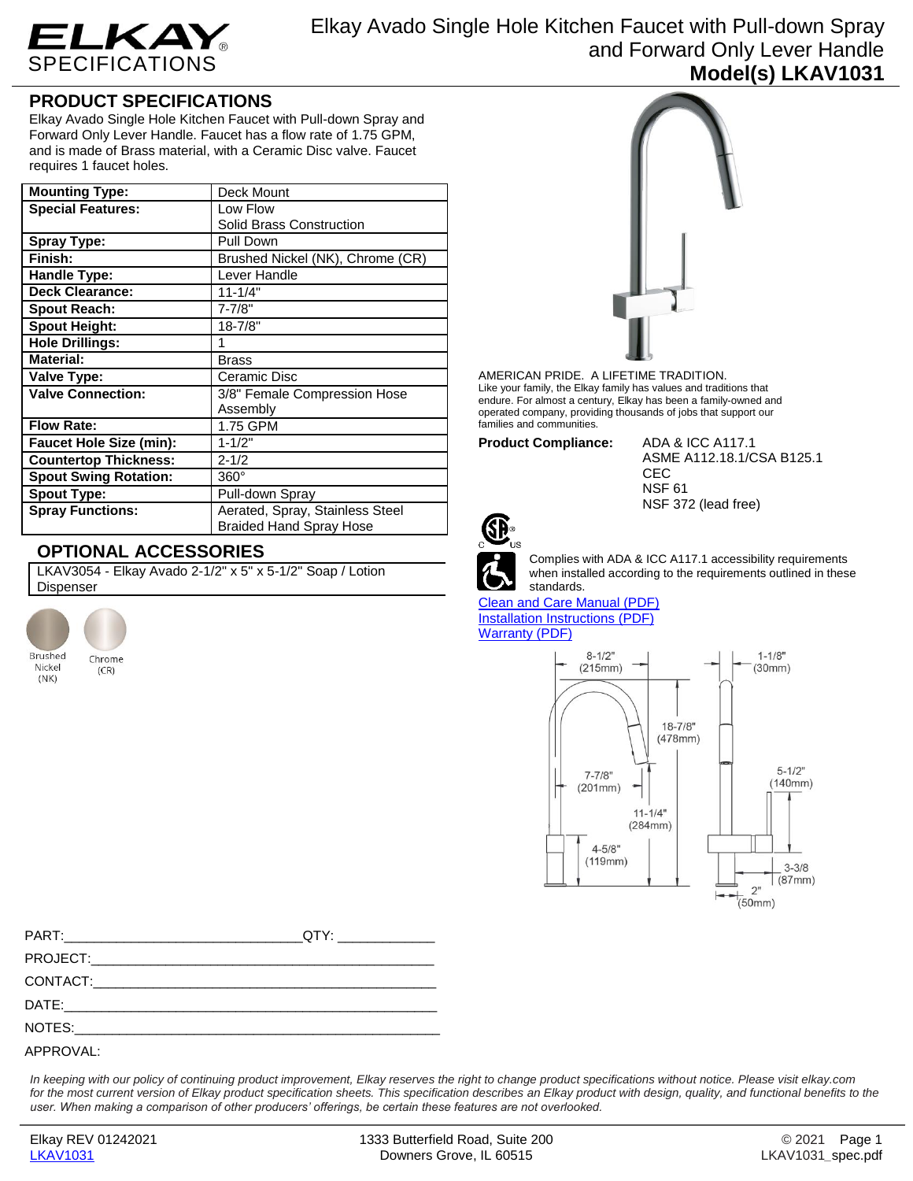# ELKAY SPECIFICATIONS

# Elkay Avado Single Hole Kitchen Faucet with Pull-down Spray and Forward Only Lever Handle

**Model(s) LKAV1031**

## PRODUCT SPECIFICATIONS

Elkay Avado Single Hole Kitchen Faucet with Pull-down Spray and Forward Only Lever Handle. Faucet has a flow rate of 1.75 GPM, and is made of Brass material, with a Ceramic Disc valve. Faucet requires 1 faucet holes.

| | |
|---|---|
| **Mounting Type:** | Deck Mount |
| **Special Features:** | Low Flow<br>Solid Brass Construction |
| **Spray Type:** | Pull Down |
| **Finish:** | Brushed Nickel (NK), Chrome (CR) |
| **Handle Type:** | Lever Handle |
| **Deck Clearance:** | 11-1/4" |
| **Spout Reach:** | 7-7/8" |
| **Spout Height:** | 18-7/8" |
| **Hole Drillings:** | 1 |
| **Material:** | Brass |
| **Valve Type:** | Ceramic Disc |
| **Valve Connection:** | 3/8" Female Compression Hose Assembly |
| **Flow Rate:** | 1.75 GPM |
| **Faucet Hole Size (min):** | 1-1/2" |
| **Countertop Thickness:** | 2-1/2 |
| **Spout Swing Rotation:** | 360° |
| **Spout Type:** | Pull-down Spray |
| **Spray Functions:** | Aerated, Spray, Stainless Steel Braided Hand Spray Hose |

## OPTIONAL ACCESSORIES

LKAV3054 - Elkay Avado 2-1/2" x 5" x 5-1/2" Soap / Lotion Dispenser

Brushed Nickel (NK) | Chrome (CR)

AMERICAN PRIDE. A LIFETIME TRADITION.
Like your family, the Elkay family has values and traditions that endure. For almost a century, Elkay has been a family-owned and operated company, providing thousands of jobs that support our families and communities.

**Product Compliance:**
ADA & ICC A117.1
ASME A112.18.1/CSA B125.1
CEC
NSF 61
NSF 372 (lead free)

Complies with ADA & ICC A117.1 accessibility requirements when installed according to the requirements outlined in these standards.

[Clean and Care Manual (PDF)]
[Installation Instructions (PDF)]
[Warranty (PDF)]

8-1/2" (215mm) | 1-1/8" (30mm) | 18-7/8" (478mm) | 7-7/8" (201mm) | 5-1/2" (140mm) | 11-1/4" (284mm) | 4-5/8" (119mm) | 3-3/8 (87mm) | 2" (50mm)

PART:_______________________________QTY: ____________

PROJECT:_______________________________________________

CONTACT:_______________________________________________

DATE:__________________________________________________

NOTES:_________________________________________________

APPROVAL:

*In keeping with our policy of continuing product improvement, Elkay reserves the right to change product specifications without notice. Please visit elkay.com for the most current version of Elkay product specification sheets. This specification describes an Elkay product with design, quality, and functional benefits to the user. When making a comparison of other producers' offerings, be certain these features are not overlooked.*

Elkay REV 01242021
LKAV1031

1333 Butterfield Road, Suite 200
Downers Grove, IL 60515

© 2021
LKAV1031_spec.pdf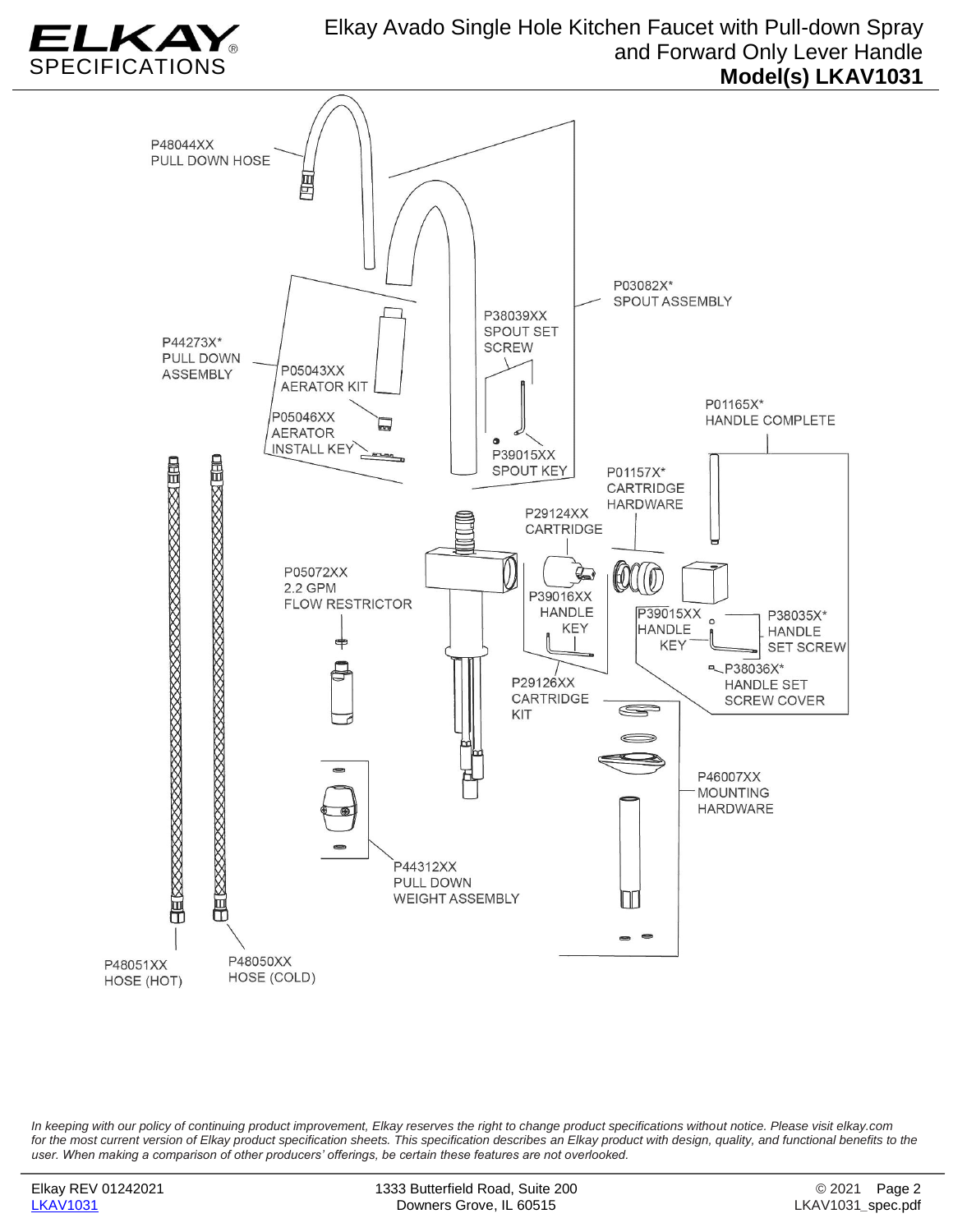# Elkay Avado Single Hole Kitchen Faucet with Pull-down Spray and Forward Only Lever Handle

**Model(s) LKAV1031**

P48044XX
PULL DOWN HOSE

P03082X*
SPOUT ASSEMBLY

P38039XX
SPOUT SET
SCREW

P44273X*
PULL DOWN
ASSEMBLY

P05043XX
AERATOR KIT

P05046XX
AERATOR
INSTALL KEY

P39015XX
SPOUT KEY

P01165X*
HANDLE COMPLETE

P01157X*
CARTRIDGE
HARDWARE

P29124XX
CARTRIDGE

P05072XX
2.2 GPM
FLOW RESTRICTOR

P39016XX
HANDLE
KEY

P39015XX
HANDLE
KEY

P38035X*
HANDLE
SET SCREW

P38036X*
HANDLE SET
SCREW COVER

P29126XX
CARTRIDGE
KIT

P46007XX
MOUNTING
HARDWARE

P44312XX
PULL DOWN
WEIGHT ASSEMBLY

P48051XX
HOSE (HOT)

P48050XX
HOSE (COLD)

*In keeping with our policy of continuing product improvement, Elkay reserves the right to change product specifications without notice. Please visit elkay.com for the most current version of Elkay product specification sheets. This specification describes an Elkay product with design, quality, and functional benefits to the user. When making a comparison of other producers' offerings, be certain these features are not overlooked.*

Elkay REV 01242021
LKAV1031

1333 Butterfield Road, Suite 200
Downers Grove, IL 60515

© 2021
LKAV1031_spec.pdf